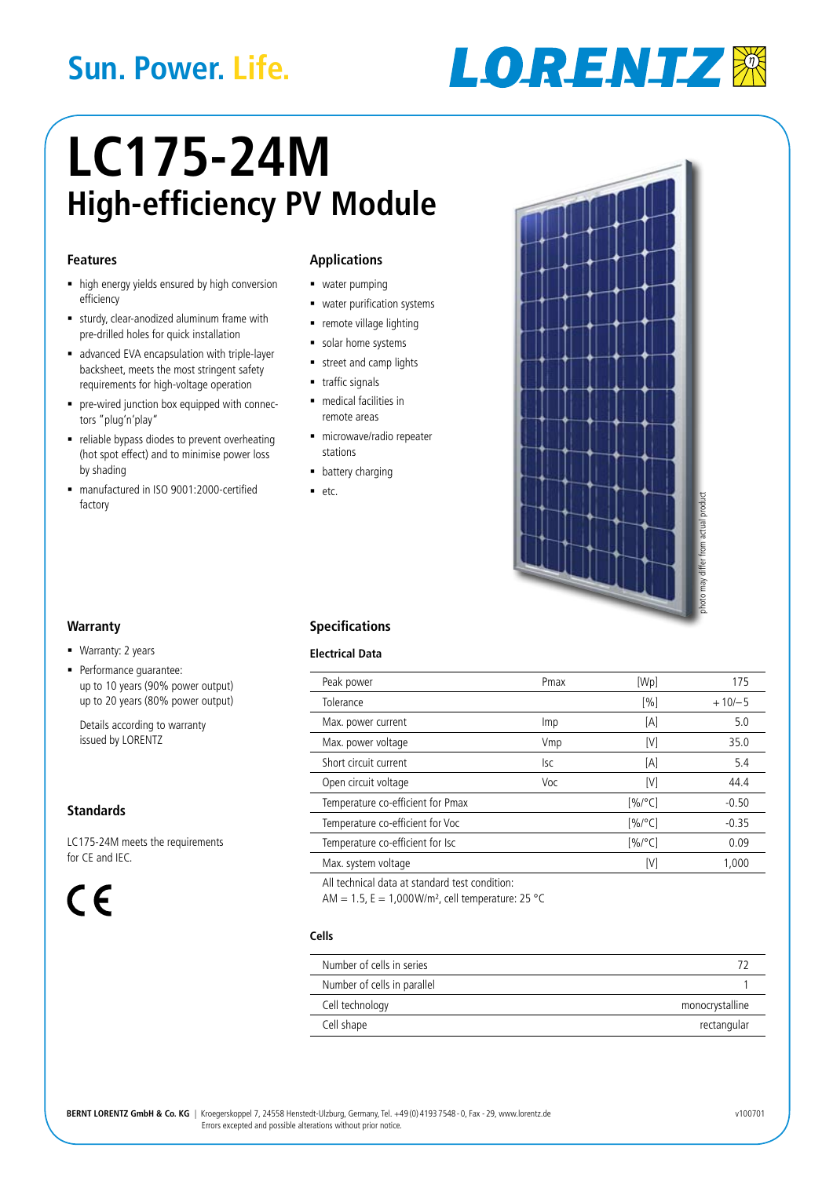Sun. Power. Life.

LORENTZ

# LC175-24M
## High-efficiency PV Module

### Features

- high energy yields ensured by high conversion efficiency
- sturdy, clear-anodized aluminum frame with pre-drilled holes for quick installation
- advanced EVA encapsulation with triple-layer backsheet, meets the most stringent safety requirements for high-voltage operation
- pre-wired junction box equipped with connectors "plug'n'play"
- reliable bypass diodes to prevent overheating (hot spot effect) and to minimise power loss by shading
- manufactured in ISO 9001:2000-certified factory

### Applications

- water pumping
- water purification systems
- remote village lighting
- solar home systems
- street and camp lights
- traffic signals
- medical facilities in remote areas
- microwave/radio repeater stations
- battery charging
- etc.

photo may differ from actual product

### Warranty

- Warranty: 2 years
- Performance guarantee:
  up to 10 years (90% power output)
  up to 20 years (80% power output)

  Details according to warranty issued by LORENTZ

### Standards

LC175-24M meets the requirements for CE and IEC.

CE

### Specifications

#### Electrical Data

| | | | |
|---|---|---|---|
| Peak power | Pmax | [Wp] | 175 |
| Tolerance | | [%] | +10/−5 |
| Max. power current | Imp | [A] | 5.0 |
| Max. power voltage | Vmp | [V] | 35.0 |
| Short circuit current | Isc | [A] | 5.4 |
| Open circuit voltage | Voc | [V] | 44.4 |
| Temperature co-efficient for Pmax | | [%/°C] | -0.50 |
| Temperature co-efficient for Voc | | [%/°C] | -0.35 |
| Temperature co-efficient for Isc | | [%/°C] | 0.09 |
| Max. system voltage | | [V] | 1,000 |

All technical data at standard test condition:
AM = 1.5, E = 1,000W/m², cell temperature: 25 °C

#### Cells

| | |
|---|---|
| Number of cells in series | 72 |
| Number of cells in parallel | 1 |
| Cell technology | monocrystalline |
| Cell shape | rectangular |

**BERNT LORENTZ GmbH & Co. KG** | Kroegerskoppel 7, 24558 Henstedt-Ulzburg, Germany, Tel. +49 (0) 4193 7548 - 0, Fax - 29, www.lorentz.de
Errors excepted and possible alterations without prior notice.

v100701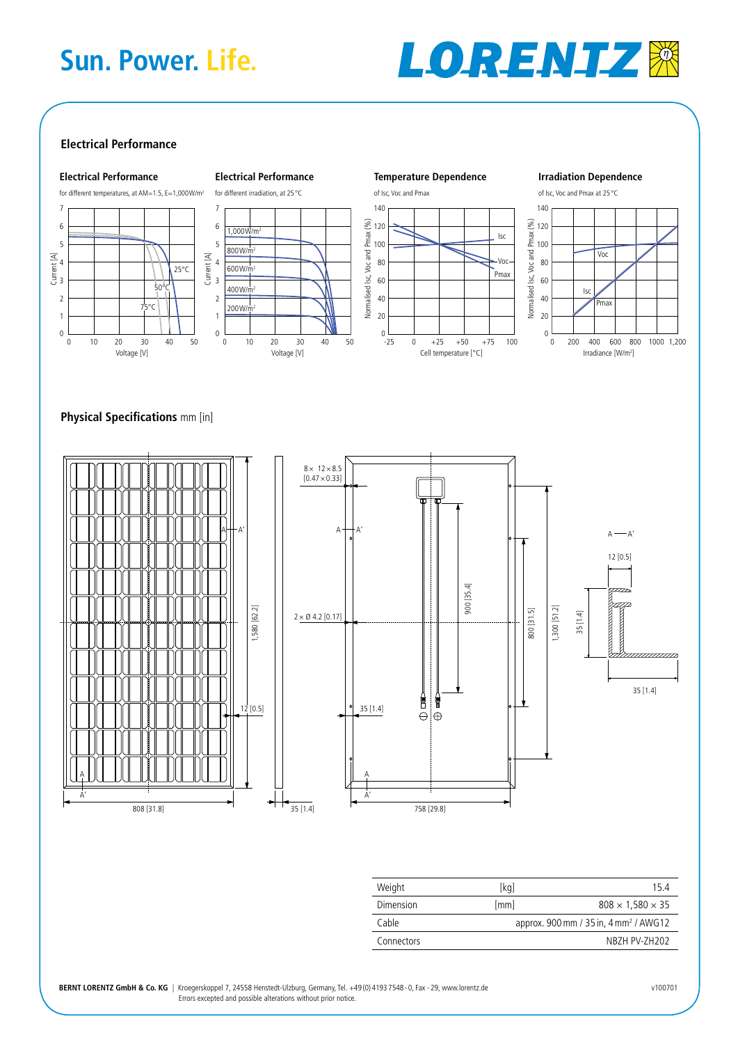Sun. Power. Life.

LORENTZ

## Electrical Performance

### Electrical Performance

for different temperatures, at AM=1.5, E=1,000W/m²

Current [A]

Voltage [V]

25°C
50°C
75°C

### Electrical Performance

for different irradiation, at 25 °C

Current [A]

Voltage [V]

1,000W/m²
800W/m²
600W/m²
400W/m²
200W/m²

### Temperature Dependence

of Isc, Voc and Pmax

Normalised Isc, Voc and Pmax (%)

Cell temperature [°C]

Isc
Voc
Pmax

### Irradiation Dependence

of Isc, Voc and Pmax at 25 °C

Normalised Isc, Voc and Pmax (%)

Irradiance [W/m²]

Voc
Isc
Pmax

## Physical Specifications mm [in]

8 × 12 × 8.5 [0.47 × 0.33]

2 × Ø 4.2 [0.17]

1,580 [62.2]

808 [31.8]

35 [1.4]

758 [29.8]

900 [35.4]

800 [31.5]

1,300 [51.2]

12 [0.5]

A — A'

| | | |
|---|---|---|
| Weight | [kg] | 15.4 |
| Dimension | [mm] | 808 × 1,580 × 35 |
| Cable | | approx. 900 mm / 35 in, 4 mm² / AWG12 |
| Connectors | | NBZH PV-ZH202 |

**BERNT LORENTZ GmbH & Co. KG** | Kroegerskoppel 7, 24558 Henstedt-Ulzburg, Germany, Tel. +49 (0) 4193 7548 - 0, Fax - 29, www.lorentz.de
Errors excepted and possible alterations without prior notice.

v100701